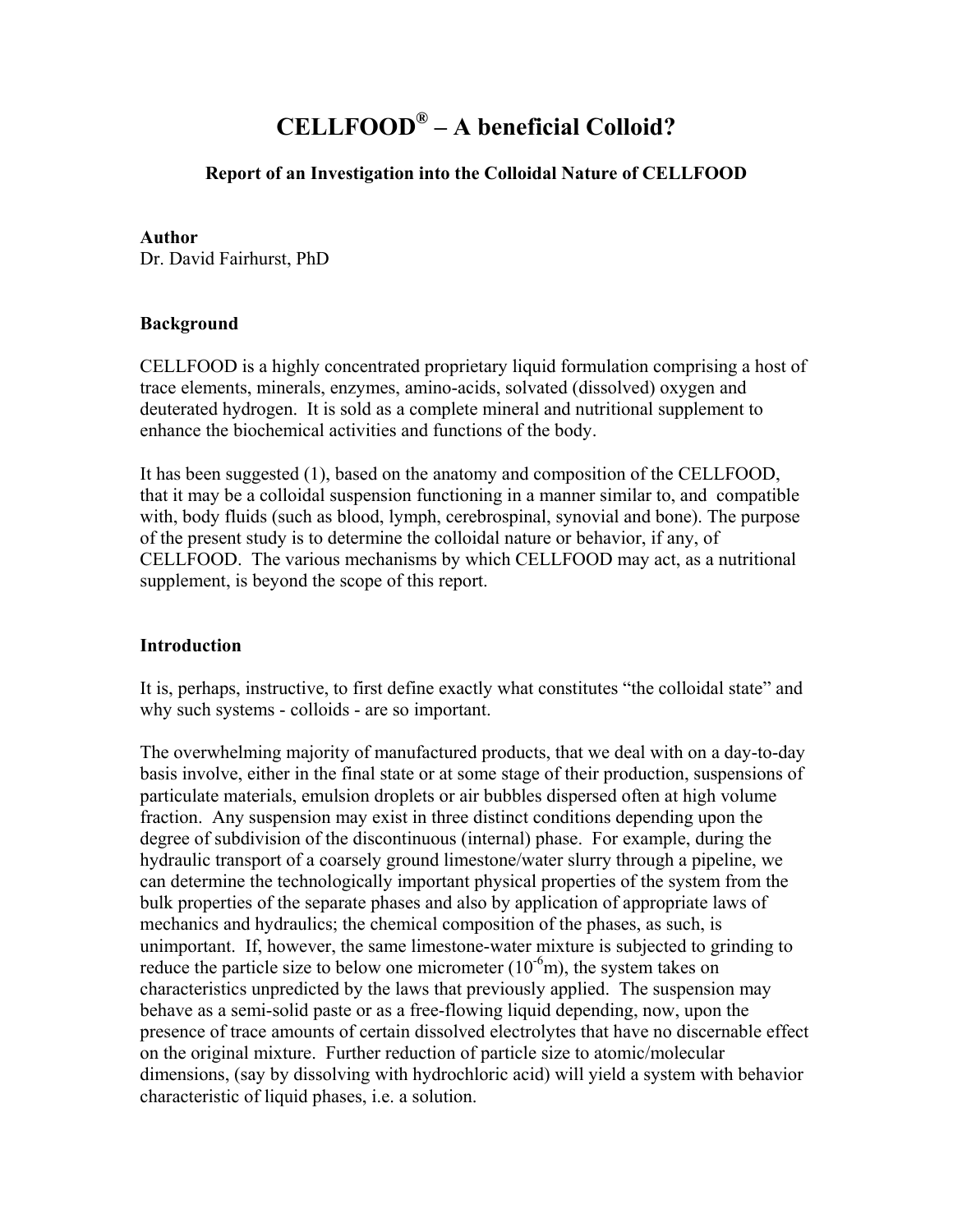# CELLFOOD® – A beneficial Colloid?

### Report of an Investigation into the Colloidal Nature of CELLFOOD

**Author**
Dr. David Fairhurst, PhD

## Background

CELLFOOD is a highly concentrated proprietary liquid formulation comprising a host of trace elements, minerals, enzymes, amino-acids, solvated (dissolved) oxygen and deuterated hydrogen. It is sold as a complete mineral and nutritional supplement to enhance the biochemical activities and functions of the body.

It has been suggested (1), based on the anatomy and composition of the CELLFOOD, that it may be a colloidal suspension functioning in a manner similar to, and compatible with, body fluids (such as blood, lymph, cerebrospinal, synovial and bone). The purpose of the present study is to determine the colloidal nature or behavior, if any, of CELLFOOD. The various mechanisms by which CELLFOOD may act, as a nutritional supplement, is beyond the scope of this report.

## Introduction

It is, perhaps, instructive, to first define exactly what constitutes "the colloidal state" and why such systems - colloids - are so important.

The overwhelming majority of manufactured products, that we deal with on a day-to-day basis involve, either in the final state or at some stage of their production, suspensions of particulate materials, emulsion droplets or air bubbles dispersed often at high volume fraction. Any suspension may exist in three distinct conditions depending upon the degree of subdivision of the discontinuous (internal) phase. For example, during the hydraulic transport of a coarsely ground limestone/water slurry through a pipeline, we can determine the technologically important physical properties of the system from the bulk properties of the separate phases and also by application of appropriate laws of mechanics and hydraulics; the chemical composition of the phases, as such, is unimportant. If, however, the same limestone-water mixture is subjected to grinding to reduce the particle size to below one micrometer ($10^{-6}$m), the system takes on characteristics unpredicted by the laws that previously applied. The suspension may behave as a semi-solid paste or as a free-flowing liquid depending, now, upon the presence of trace amounts of certain dissolved electrolytes that have no discernable effect on the original mixture. Further reduction of particle size to atomic/molecular dimensions, (say by dissolving with hydrochloric acid) will yield a system with behavior characteristic of liquid phases, i.e. a solution.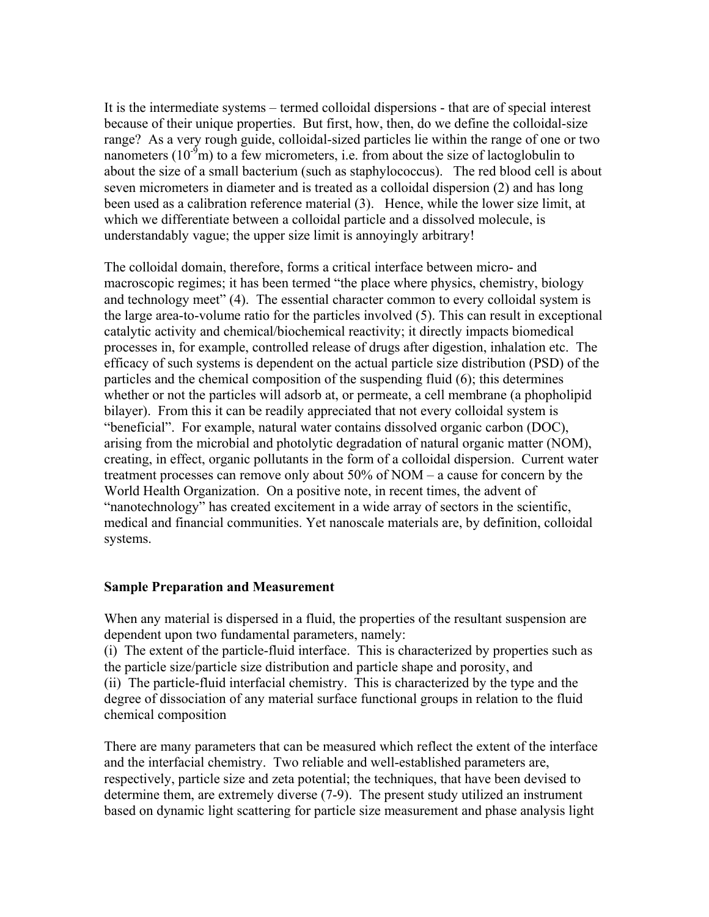It is the intermediate systems – termed colloidal dispersions - that are of special interest because of their unique properties. But first, how, then, do we define the colloidal-size range? As a very rough guide, colloidal-sized particles lie within the range of one or two nanometers ($10^{-9}$m) to a few micrometers, i.e. from about the size of lactoglobulin to about the size of a small bacterium (such as staphylococcus). The red blood cell is about seven micrometers in diameter and is treated as a colloidal dispersion (2) and has long been used as a calibration reference material (3). Hence, while the lower size limit, at which we differentiate between a colloidal particle and a dissolved molecule, is understandably vague; the upper size limit is annoyingly arbitrary!

The colloidal domain, therefore, forms a critical interface between micro- and macroscopic regimes; it has been termed "the place where physics, chemistry, biology and technology meet" (4). The essential character common to every colloidal system is the large area-to-volume ratio for the particles involved (5). This can result in exceptional catalytic activity and chemical/biochemical reactivity; it directly impacts biomedical processes in, for example, controlled release of drugs after digestion, inhalation etc. The efficacy of such systems is dependent on the actual particle size distribution (PSD) of the particles and the chemical composition of the suspending fluid (6); this determines whether or not the particles will adsorb at, or permeate, a cell membrane (a phospholipid bilayer). From this it can be readily appreciated that not every colloidal system is "beneficial". For example, natural water contains dissolved organic carbon (DOC), arising from the microbial and photolytic degradation of natural organic matter (NOM), creating, in effect, organic pollutants in the form of a colloidal dispersion. Current water treatment processes can remove only about 50% of NOM – a cause for concern by the World Health Organization. On a positive note, in recent times, the advent of "nanotechnology" has created excitement in a wide array of sectors in the scientific, medical and financial communities. Yet nanoscale materials are, by definition, colloidal systems.

## Sample Preparation and Measurement

When any material is dispersed in a fluid, the properties of the resultant suspension are dependent upon two fundamental parameters, namely:

(i) The extent of the particle-fluid interface. This is characterized by properties such as the particle size/particle size distribution and particle shape and porosity, and

(ii) The particle-fluid interfacial chemistry. This is characterized by the type and the degree of dissociation of any material surface functional groups in relation to the fluid chemical composition

There are many parameters that can be measured which reflect the extent of the interface and the interfacial chemistry. Two reliable and well-established parameters are, respectively, particle size and zeta potential; the techniques, that have been devised to determine them, are extremely diverse (7-9). The present study utilized an instrument based on dynamic light scattering for particle size measurement and phase analysis light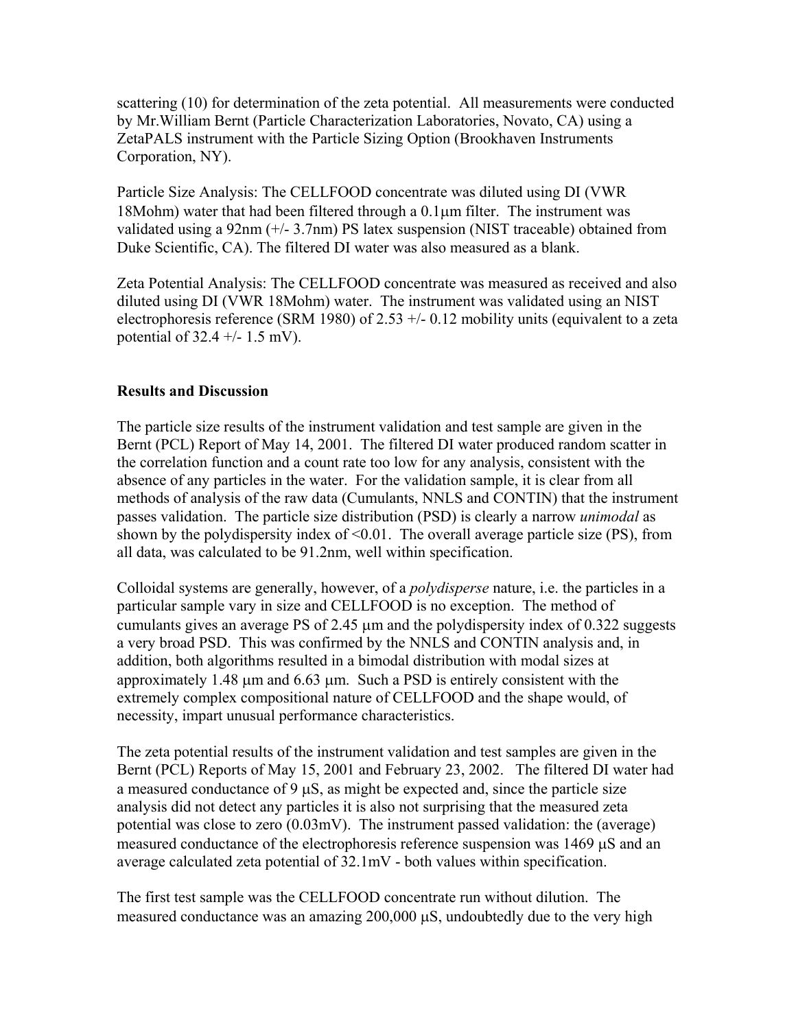scattering (10) for determination of the zeta potential. All measurements were conducted by Mr.William Bernt (Particle Characterization Laboratories, Novato, CA) using a ZetaPALS instrument with the Particle Sizing Option (Brookhaven Instruments Corporation, NY).

Particle Size Analysis: The CELLFOOD concentrate was diluted using DI (VWR 18Mohm) water that had been filtered through a 0.1μm filter. The instrument was validated using a 92nm (+/- 3.7nm) PS latex suspension (NIST traceable) obtained from Duke Scientific, CA). The filtered DI water was also measured as a blank.

Zeta Potential Analysis: The CELLFOOD concentrate was measured as received and also diluted using DI (VWR 18Mohm) water. The instrument was validated using an NIST electrophoresis reference (SRM 1980) of 2.53 +/- 0.12 mobility units (equivalent to a zeta potential of 32.4 +/- 1.5 mV).

**Results and Discussion**

The particle size results of the instrument validation and test sample are given in the Bernt (PCL) Report of May 14, 2001. The filtered DI water produced random scatter in the correlation function and a count rate too low for any analysis, consistent with the absence of any particles in the water. For the validation sample, it is clear from all methods of analysis of the raw data (Cumulants, NNLS and CONTIN) that the instrument passes validation. The particle size distribution (PSD) is clearly a narrow *unimodal* as shown by the polydispersity index of <0.01. The overall average particle size (PS), from all data, was calculated to be 91.2nm, well within specification.

Colloidal systems are generally, however, of a *polydisperse* nature, i.e. the particles in a particular sample vary in size and CELLFOOD is no exception. The method of cumulants gives an average PS of 2.45 μm and the polydispersity index of 0.322 suggests a very broad PSD. This was confirmed by the NNLS and CONTIN analysis and, in addition, both algorithms resulted in a bimodal distribution with modal sizes at approximately 1.48 μm and 6.63 μm. Such a PSD is entirely consistent with the extremely complex compositional nature of CELLFOOD and the shape would, of necessity, impart unusual performance characteristics.

The zeta potential results of the instrument validation and test samples are given in the Bernt (PCL) Reports of May 15, 2001 and February 23, 2002. The filtered DI water had a measured conductance of 9 μS, as might be expected and, since the particle size analysis did not detect any particles it is also not surprising that the measured zeta potential was close to zero (0.03mV). The instrument passed validation: the (average) measured conductance of the electrophoresis reference suspension was 1469 μS and an average calculated zeta potential of 32.1mV - both values within specification.

The first test sample was the CELLFOOD concentrate run without dilution. The measured conductance was an amazing 200,000 μS, undoubtedly due to the very high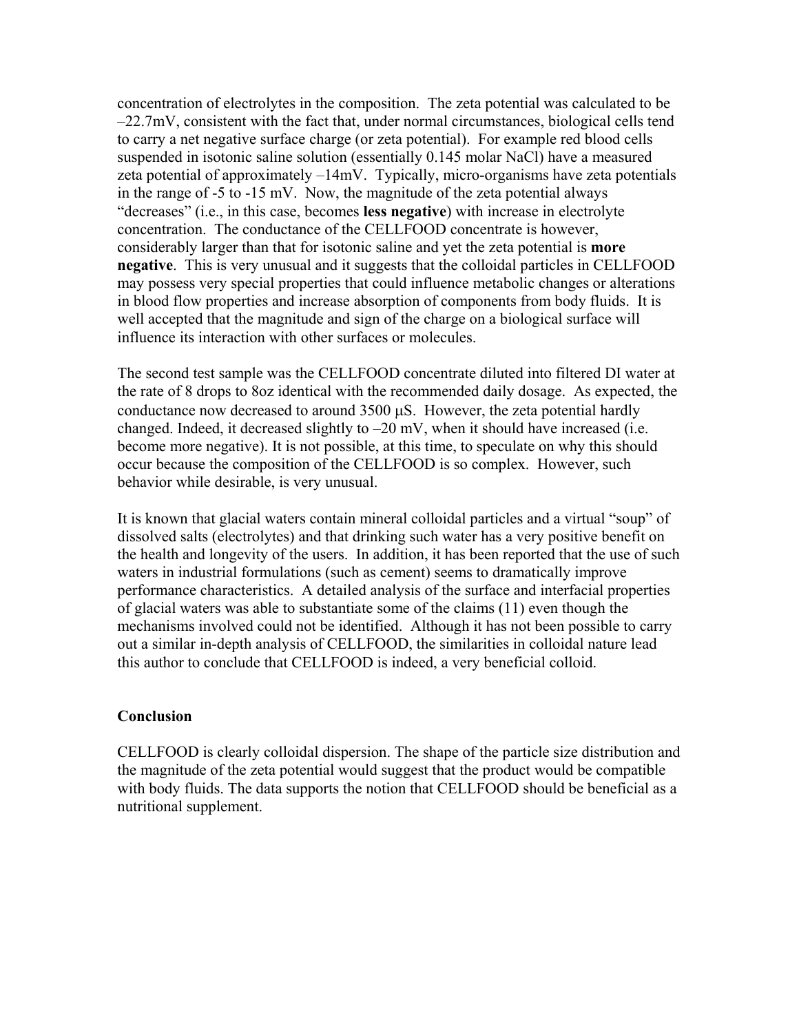concentration of electrolytes in the composition. The zeta potential was calculated to be –22.7mV, consistent with the fact that, under normal circumstances, biological cells tend to carry a net negative surface charge (or zeta potential). For example red blood cells suspended in isotonic saline solution (essentially 0.145 molar NaCl) have a measured zeta potential of approximately –14mV. Typically, micro-organisms have zeta potentials in the range of -5 to -15 mV. Now, the magnitude of the zeta potential always "decreases" (i.e., in this case, becomes **less negative**) with increase in electrolyte concentration. The conductance of the CELLFOOD concentrate is however, considerably larger than that for isotonic saline and yet the zeta potential is **more negative**. This is very unusual and it suggests that the colloidal particles in CELLFOOD may possess very special properties that could influence metabolic changes or alterations in blood flow properties and increase absorption of components from body fluids. It is well accepted that the magnitude and sign of the charge on a biological surface will influence its interaction with other surfaces or molecules.

The second test sample was the CELLFOOD concentrate diluted into filtered DI water at the rate of 8 drops to 8oz identical with the recommended daily dosage. As expected, the conductance now decreased to around 3500 μS. However, the zeta potential hardly changed. Indeed, it decreased slightly to –20 mV, when it should have increased (i.e. become more negative). It is not possible, at this time, to speculate on why this should occur because the composition of the CELLFOOD is so complex. However, such behavior while desirable, is very unusual.

It is known that glacial waters contain mineral colloidal particles and a virtual "soup" of dissolved salts (electrolytes) and that drinking such water has a very positive benefit on the health and longevity of the users. In addition, it has been reported that the use of such waters in industrial formulations (such as cement) seems to dramatically improve performance characteristics. A detailed analysis of the surface and interfacial properties of glacial waters was able to substantiate some of the claims (11) even though the mechanisms involved could not be identified. Although it has not been possible to carry out a similar in-depth analysis of CELLFOOD, the similarities in colloidal nature lead this author to conclude that CELLFOOD is indeed, a very beneficial colloid.

## Conclusion

CELLFOOD is clearly colloidal dispersion. The shape of the particle size distribution and the magnitude of the zeta potential would suggest that the product would be compatible with body fluids. The data supports the notion that CELLFOOD should be beneficial as a nutritional supplement.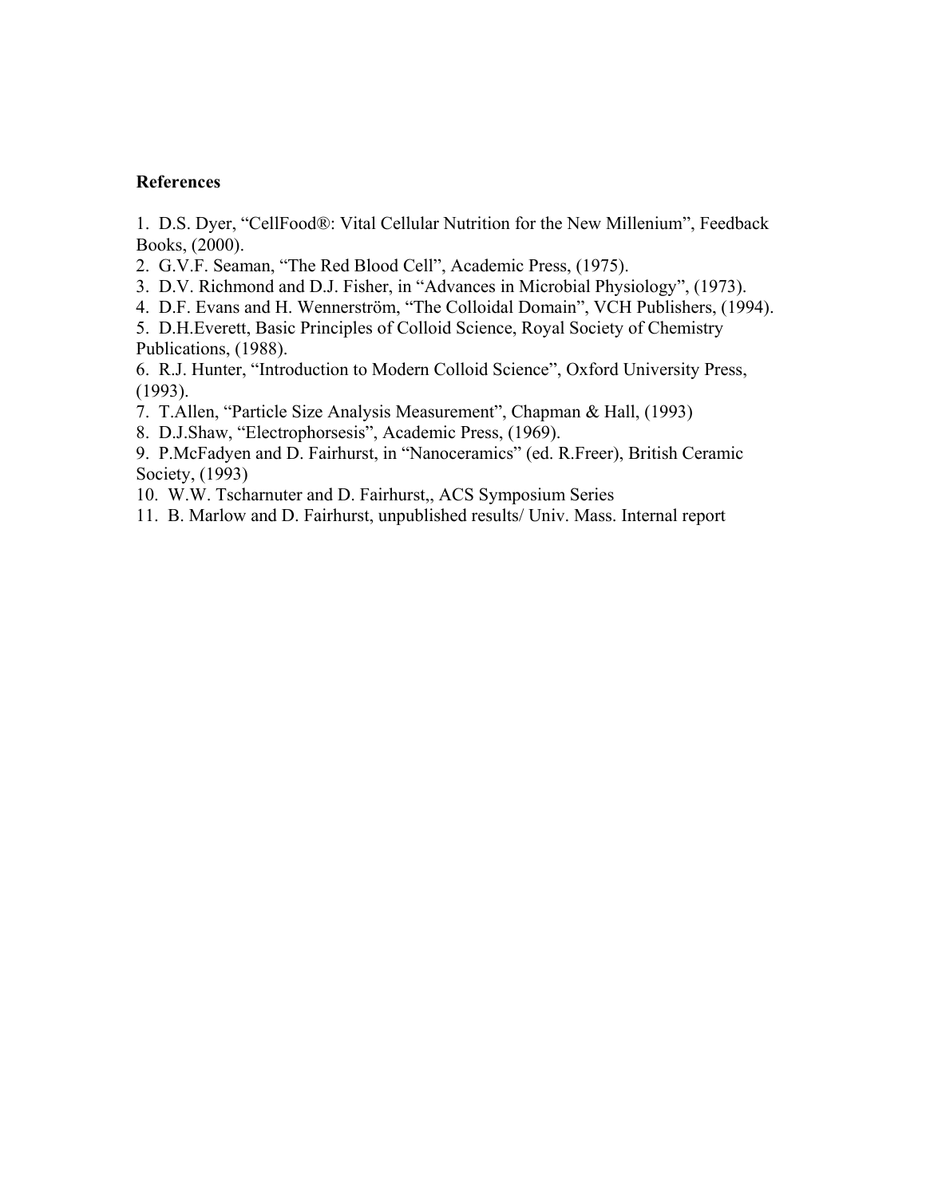**References**

1. D.S. Dyer, "CellFood®: Vital Cellular Nutrition for the New Millenium", Feedback Books, (2000).
2. G.V.F. Seaman, "The Red Blood Cell", Academic Press, (1975).
3. D.V. Richmond and D.J. Fisher, in "Advances in Microbial Physiology", (1973).
4. D.F. Evans and H. Wennerström, "The Colloidal Domain", VCH Publishers, (1994).
5. D.H.Everett, Basic Principles of Colloid Science, Royal Society of Chemistry Publications, (1988).
6. R.J. Hunter, "Introduction to Modern Colloid Science", Oxford University Press, (1993).
7. T.Allen, "Particle Size Analysis Measurement", Chapman & Hall, (1993)
8. D.J.Shaw, "Electrophorsesis", Academic Press, (1969).
9. P.McFadyen and D. Fairhurst, in "Nanoceramics" (ed. R.Freer), British Ceramic Society, (1993)
10. W.W. Tscharnuter and D. Fairhurst,, ACS Symposium Series
11. B. Marlow and D. Fairhurst, unpublished results/ Univ. Mass. Internal report